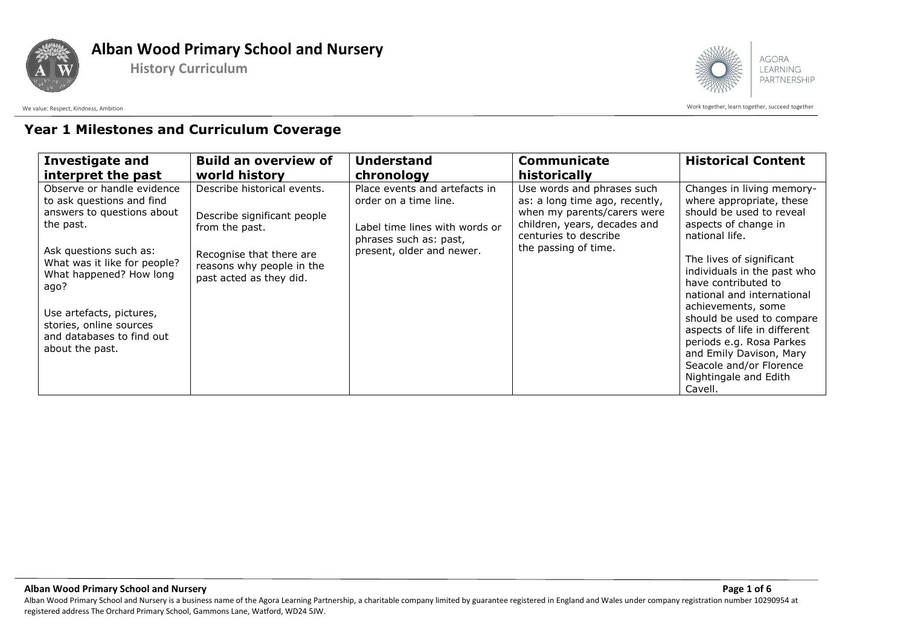# Alban Wood Primary School and Nursery

**History Curriculum**

We value: Respect, Kindness, Ambition

Work together, learn together, succeed together

## Year 1 Milestones and Curriculum Coverage

| Investigate and interpret the past | Build an overview of world history | Understand chronology | Communicate historically | Historical Content |
| --- | --- | --- | --- | --- |
| Observe or handle evidence to ask questions and find answers to questions about the past.<br><br>Ask questions such as: What was it like for people? What happened? How long ago?<br><br>Use artefacts, pictures, stories, online sources and databases to find out about the past. | Describe historical events.<br><br>Describe significant people from the past.<br><br>Recognise that there are reasons why people in the past acted as they did. | Place events and artefacts in order on a time line.<br><br>Label time lines with words or phrases such as: past, present, older and newer. | Use words and phrases such as: a long time ago, recently, when my parents/carers were children, years, decades and centuries to describe the passing of time. | Changes in living memory- where appropriate, these should be used to reveal aspects of change in national life.<br><br>The lives of significant individuals in the past who have contributed to national and international achievements, some should be used to compare aspects of life in different periods e.g. Rosa Parkes and Emily Davison, Mary Seacole and/or Florence Nightingale and Edith Cavell. |

**Alban Wood Primary School and Nursery**

Alban Wood Primary School and Nursery is a business name of the Agora Learning Partnership, a charitable company limited by guarantee registered in England and Wales under company registration number 10290954 at registered address The Orchard Primary School, Gammons Lane, Watford, WD24 5JW.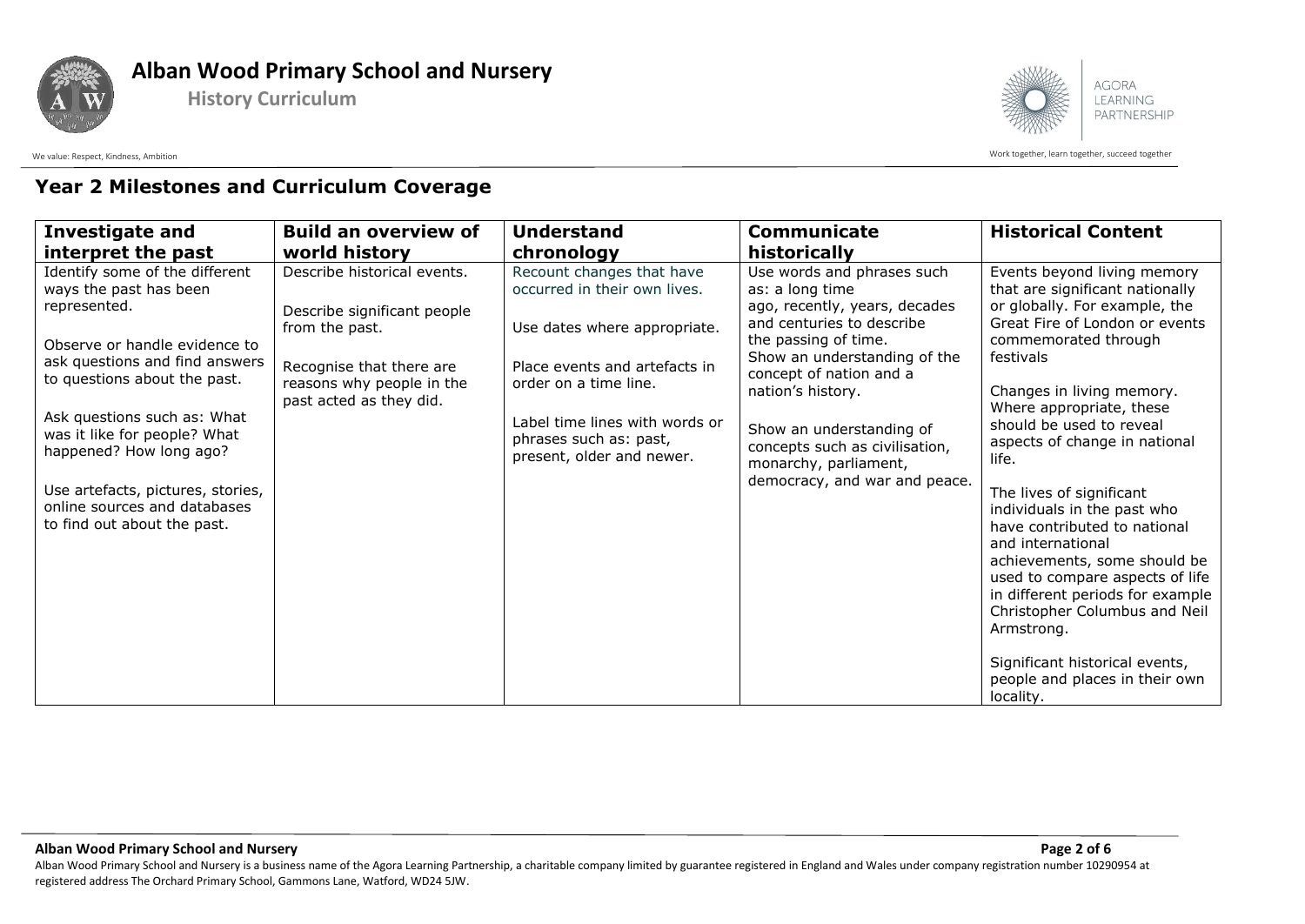## Year 2 Milestones and Curriculum Coverage

| Investigate and interpret the past | Build an overview of world history | Understand chronology | Communicate historically | Historical Content |
|---|---|---|---|---|
| Identify some of the different ways the past has been represented.<br><br>Observe or handle evidence to ask questions and find answers to questions about the past.<br><br>Ask questions such as: What was it like for people? What happened? How long ago?<br><br>Use artefacts, pictures, stories, online sources and databases to find out about the past. | Describe historical events.<br><br>Describe significant people from the past.<br><br>Recognise that there are reasons why people in the past acted as they did. | Recount changes that have occurred in their own lives.<br><br>Use dates where appropriate.<br><br>Place events and artefacts in order on a time line.<br><br>Label time lines with words or phrases such as: past, present, older and newer. | Use words and phrases such as: a long time ago, recently, years, decades and centuries to describe the passing of time.<br>Show an understanding of the concept of nation and a nation's history.<br><br>Show an understanding of concepts such as civilisation, monarchy, parliament, democracy, and war and peace. | Events beyond living memory that are significant nationally or globally. For example, the Great Fire of London or events commemorated through festivals<br><br>Changes in living memory. Where appropriate, these should be used to reveal aspects of change in national life.<br><br>The lives of significant individuals in the past who have contributed to national and international achievements, some should be used to compare aspects of life in different periods for example Christopher Columbus and Neil Armstrong.<br><br>Significant historical events, people and places in their own locality. |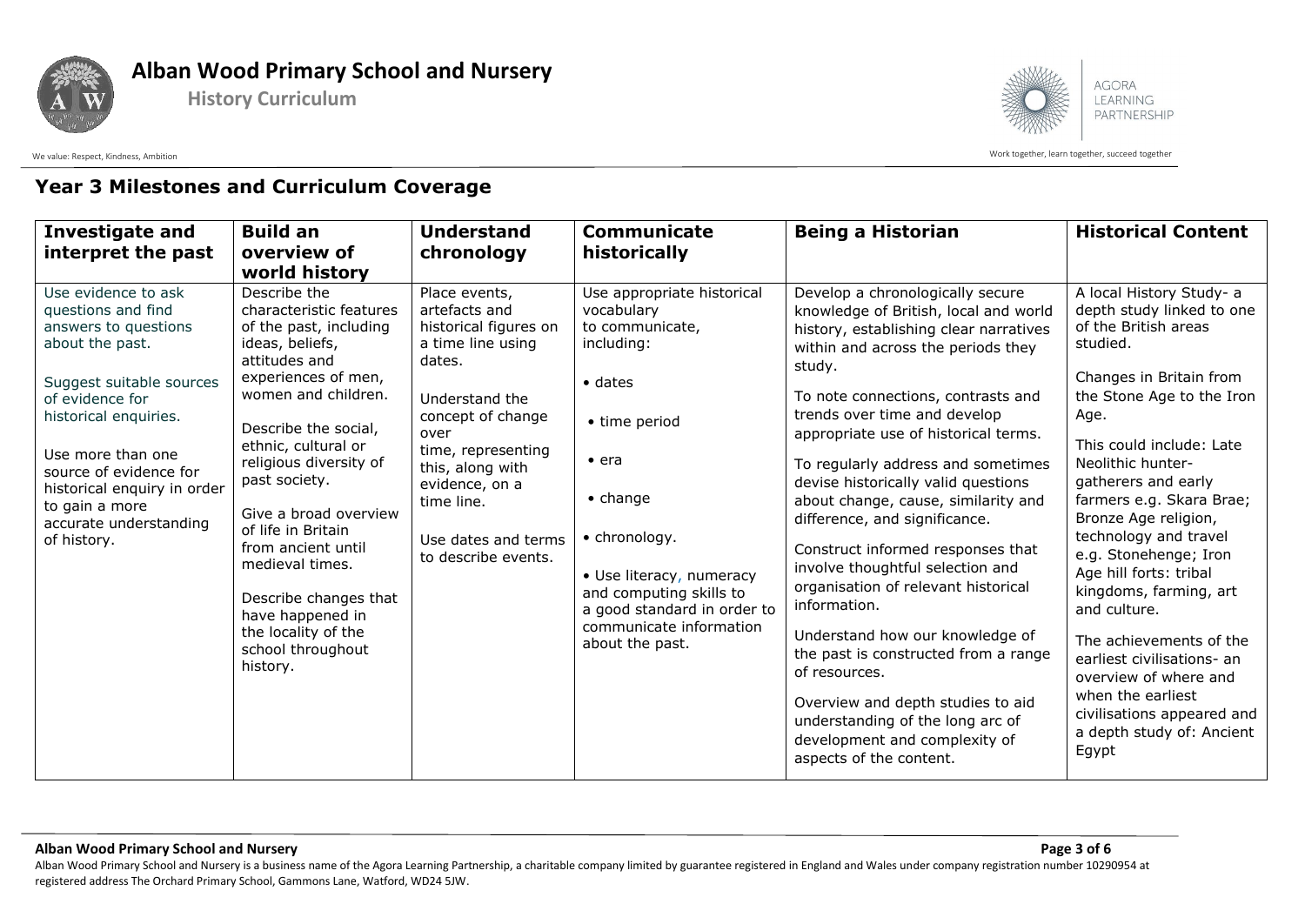## Year 3 Milestones and Curriculum Coverage

| Investigate and interpret the past | Build an overview of world history | Understand chronology | Communicate historically | Being a Historian | Historical Content |
|---|---|---|---|---|---|
| Use evidence to ask questions and find answers to questions about the past.<br><br>Suggest suitable sources of evidence for historical enquiries.<br><br>Use more than one source of evidence for historical enquiry in order to gain a more accurate understanding of history. | Describe the characteristic features of the past, including ideas, beliefs, attitudes and experiences of men, women and children.<br><br>Describe the social, ethnic, cultural or religious diversity of past society.<br><br>Give a broad overview of life in Britain from ancient until medieval times.<br><br>Describe changes that have happened in the locality of the school throughout history. | Place events, artefacts and historical figures on a time line using dates.<br><br>Understand the concept of change over time, representing this, along with evidence, on a time line.<br><br>Use dates and terms to describe events. | Use appropriate historical vocabulary to communicate, including:<br><br>• dates<br><br>• time period<br><br>• era<br><br>• change<br><br>• chronology.<br><br>• Use literacy, numeracy and computing skills to a good standard in order to communicate information about the past. | Develop a chronologically secure knowledge of British, local and world history, establishing clear narratives within and across the periods they study.<br><br>To note connections, contrasts and trends over time and develop appropriate use of historical terms.<br><br>To regularly address and sometimes devise historically valid questions about change, cause, similarity and difference, and significance.<br><br>Construct informed responses that involve thoughtful selection and organisation of relevant historical information.<br><br>Understand how our knowledge of the past is constructed from a range of resources.<br><br>Overview and depth studies to aid understanding of the long arc of development and complexity of aspects of the content. | A local History Study- a depth study linked to one of the British areas studied.<br><br>Changes in Britain from the Stone Age to the Iron Age.<br><br>This could include: Late Neolithic hunter-gatherers and early farmers e.g. Skara Brae; Bronze Age religion, technology and travel e.g. Stonehenge; Iron Age hill forts: tribal kingdoms, farming, art and culture.<br><br>The achievements of the earliest civilisations- an overview of where and when the earliest civilisations appeared and a depth study of: Ancient Egypt |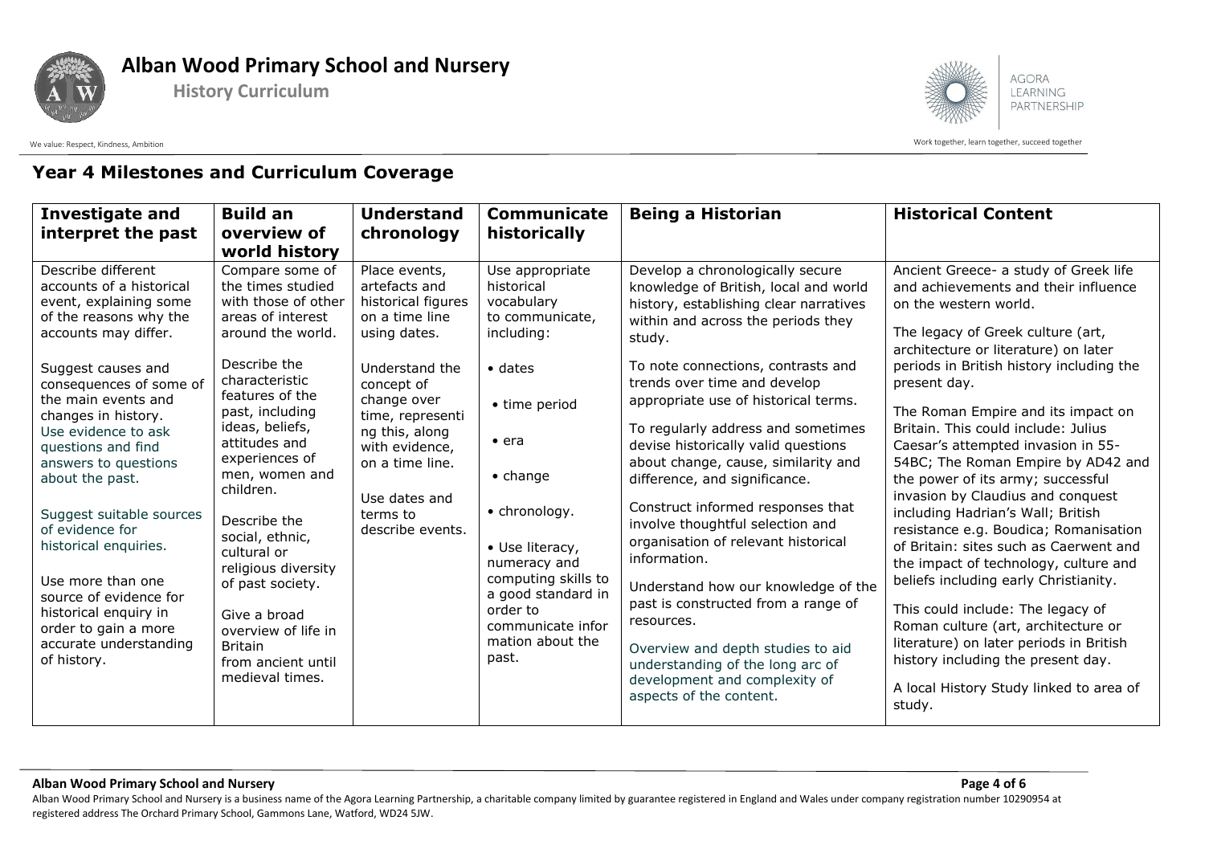## Year 4 Milestones and Curriculum Coverage

| Investigate and interpret the past | Build an overview of world history | Understand chronology | Communicate historically | Being a Historian | Historical Content |
|---|---|---|---|---|---|
| Describe different accounts of a historical event, explaining some of the reasons why the accounts may differ.<br><br>Suggest causes and consequences of some of the main events and changes in history.<br>Use evidence to ask questions and find answers to questions about the past.<br><br>Suggest suitable sources of evidence for historical enquiries.<br><br>Use more than one source of evidence for historical enquiry in order to gain a more accurate understanding of history. | Compare some of the times studied with those of other areas of interest around the world.<br><br>Describe the characteristic features of the past, including ideas, beliefs, attitudes and experiences of men, women and children.<br><br>Describe the social, ethnic, cultural or religious diversity of past society.<br><br>Give a broad overview of life in Britain from ancient until medieval times. | Place events, artefacts and historical figures on a time line using dates.<br><br>Understand the concept of change over time, representing this, along with evidence, on a time line.<br><br>Use dates and terms to describe events. | Use appropriate historical vocabulary to communicate, including:<br><br>• dates<br><br>• time period<br><br>• era<br><br>• change<br><br>• chronology.<br><br>• Use literacy, numeracy and computing skills to a good standard in order to communicate information about the past. | Develop a chronologically secure knowledge of British, local and world history, establishing clear narratives within and across the periods they study.<br><br>To note connections, contrasts and trends over time and develop appropriate use of historical terms.<br><br>To regularly address and sometimes devise historically valid questions about change, cause, similarity and difference, and significance.<br><br>Construct informed responses that involve thoughtful selection and organisation of relevant historical information.<br><br>Understand how our knowledge of the past is constructed from a range of resources.<br><br>Overview and depth studies to aid understanding of the long arc of development and complexity of aspects of the content. | Ancient Greece- a study of Greek life and achievements and their influence on the western world.<br><br>The legacy of Greek culture (art, architecture or literature) on later periods in British history including the present day.<br><br>The Roman Empire and its impact on Britain. This could include: Julius Caesar's attempted invasion in 55-54BC; The Roman Empire by AD42 and the power of its army; successful invasion by Claudius and conquest including Hadrian's Wall; British resistance e.g. Boudica; Romanisation of Britain: sites such as Caerwent and the impact of technology, culture and beliefs including early Christianity.<br><br>This could include: The legacy of Roman culture (art, architecture or literature) on later periods in British history including the present day.<br><br>A local History Study linked to area of study. |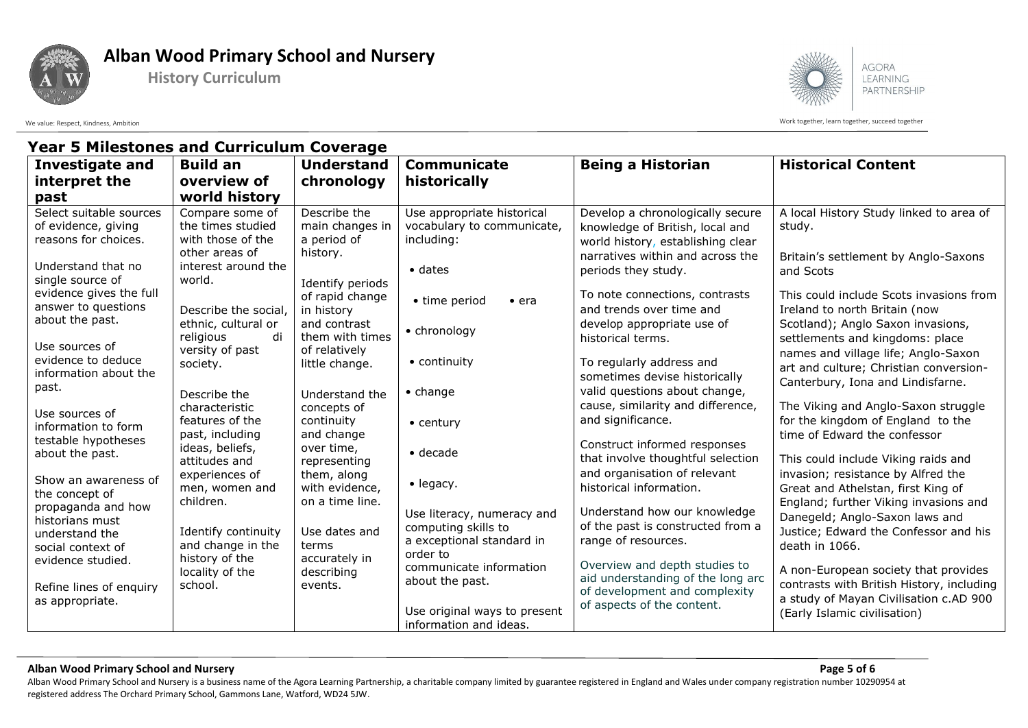## Year 5 Milestones and Curriculum Coverage

| Investigate and interpret the past | Build an overview of world history | Understand chronology | Communicate historically | Being a Historian | Historical Content |
|---|---|---|---|---|---|
| Select suitable sources of evidence, giving reasons for choices.<br><br>Understand that no single source of evidence gives the full answer to questions about the past.<br><br>Use sources of evidence to deduce information about the past.<br><br>Use sources of information to form testable hypotheses about the past.<br><br>Show an awareness of the concept of propaganda and how historians must understand the social context of evidence studied.<br><br>Refine lines of enquiry as appropriate. | Compare some of the times studied with those of the other areas of interest around the world.<br><br>Describe the social, ethnic, cultural or religious di versity of past society.<br><br>Describe the characteristic features of the past, including ideas, beliefs, attitudes and experiences of men, women and children.<br><br>Identify continuity and change in the history of the locality of the school. | Describe the main changes in a period of history.<br><br>Identify periods of rapid change in history and contrast them with times of relatively little change.<br><br>Understand the concepts of continuity and change over time, representing them, along with evidence, on a time line.<br><br>Use dates and terms accurately in describing events. | Use appropriate historical vocabulary to communicate, including:<br><br>• dates<br><br>• time period • era<br><br>• chronology<br><br>• continuity<br><br>• change<br><br>• century<br><br>• decade<br><br>• legacy.<br><br>Use literacy, numeracy and computing skills to a exceptional standard in order to communicate information about the past.<br><br>Use original ways to present information and ideas. | Develop a chronologically secure knowledge of British, local and world history, establishing clear narratives within and across the periods they study.<br><br>To note connections, contrasts and trends over time and develop appropriate use of historical terms.<br><br>To regularly address and sometimes devise historically valid questions about change, cause, similarity and difference, and significance.<br><br>Construct informed responses that involve thoughtful selection and organisation of relevant historical information.<br><br>Understand how our knowledge of the past is constructed from a range of resources.<br><br>Overview and depth studies to aid understanding of the long arc of development and complexity of aspects of the content. | A local History Study linked to area of study.<br><br>Britain's settlement by Anglo-Saxons and Scots<br><br>This could include Scots invasions from Ireland to north Britain (now Scotland); Anglo Saxon invasions, settlements and kingdoms: place names and village life; Anglo-Saxon art and culture; Christian conversion-Canterbury, Iona and Lindisfarne.<br><br>The Viking and Anglo-Saxon struggle for the kingdom of England to the time of Edward the confessor<br><br>This could include Viking raids and invasion; resistance by Alfred the Great and Athelstan, first King of England; further Viking invasions and Danegeld; Anglo-Saxon laws and Justice; Edward the Confessor and his death in 1066.<br><br>A non-European society that provides contrasts with British History, including a study of Mayan Civilisation c.AD 900 (Early Islamic civilisation) |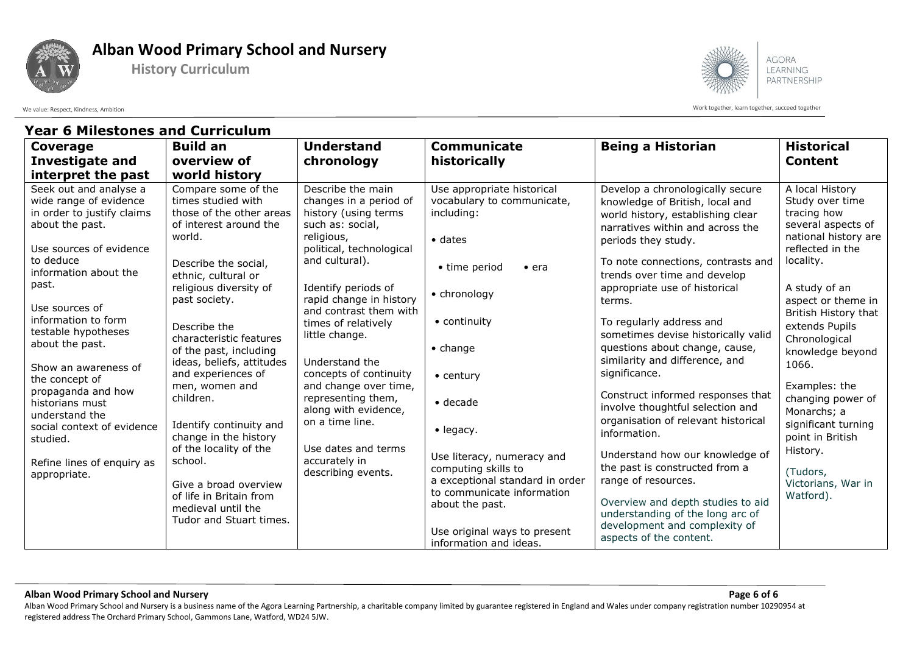## Year 6 Milestones and Curriculum

| Coverage Investigate and interpret the past | Build an overview of world history | Understand chronology | Communicate historically | Being a Historian | Historical Content |
|---|---|---|---|---|---|
| Seek out and analyse a wide range of evidence in order to justify claims about the past.<br><br>Use sources of evidence to deduce information about the past.<br><br>Use sources of information to form testable hypotheses about the past.<br><br>Show an awareness of the concept of propaganda and how historians must understand the social context of evidence studied.<br><br>Refine lines of enquiry as appropriate. | Compare some of the times studied with those of the other areas of interest around the world.<br><br>Describe the social, ethnic, cultural or religious diversity of past society.<br><br>Describe the characteristic features of the past, including ideas, beliefs, attitudes and experiences of men, women and children.<br><br>Identify continuity and change in the history of the locality of the school.<br><br>Give a broad overview of life in Britain from medieval until the Tudor and Stuart times. | Describe the main changes in a period of history (using terms such as: social, religious, political, technological and cultural).<br><br>Identify periods of rapid change in history and contrast them with times of relatively little change.<br><br>Understand the concepts of continuity and change over time, representing them, along with evidence, on a time line.<br><br>Use dates and terms accurately in describing events. | Use appropriate historical vocabulary to communicate, including:<br><br>• dates<br><br>• time period • era<br><br>• chronology<br><br>• continuity<br><br>• change<br><br>• century<br><br>• decade<br><br>• legacy.<br><br>Use literacy, numeracy and computing skills to a exceptional standard in order to communicate information about the past.<br><br>Use original ways to present information and ideas. | Develop a chronologically secure knowledge of British, local and world history, establishing clear narratives within and across the periods they study.<br><br>To note connections, contrasts and trends over time and develop appropriate use of historical terms.<br><br>To regularly address and sometimes devise historically valid questions about change, cause, similarity and difference, and significance.<br><br>Construct informed responses that involve thoughtful selection and organisation of relevant historical information.<br><br>Understand how our knowledge of the past is constructed from a range of resources.<br><br>Overview and depth studies to aid understanding of the long arc of development and complexity of aspects of the content. | A local History Study over time tracing how several aspects of national history are reflected in the locality.<br><br>A study of an aspect or theme in British History that extends Pupils Chronological knowledge beyond 1066.<br><br>Examples: the changing power of Monarchs; a significant turning point in British History.<br><br>(Tudors, Victorians, War in Watford). |